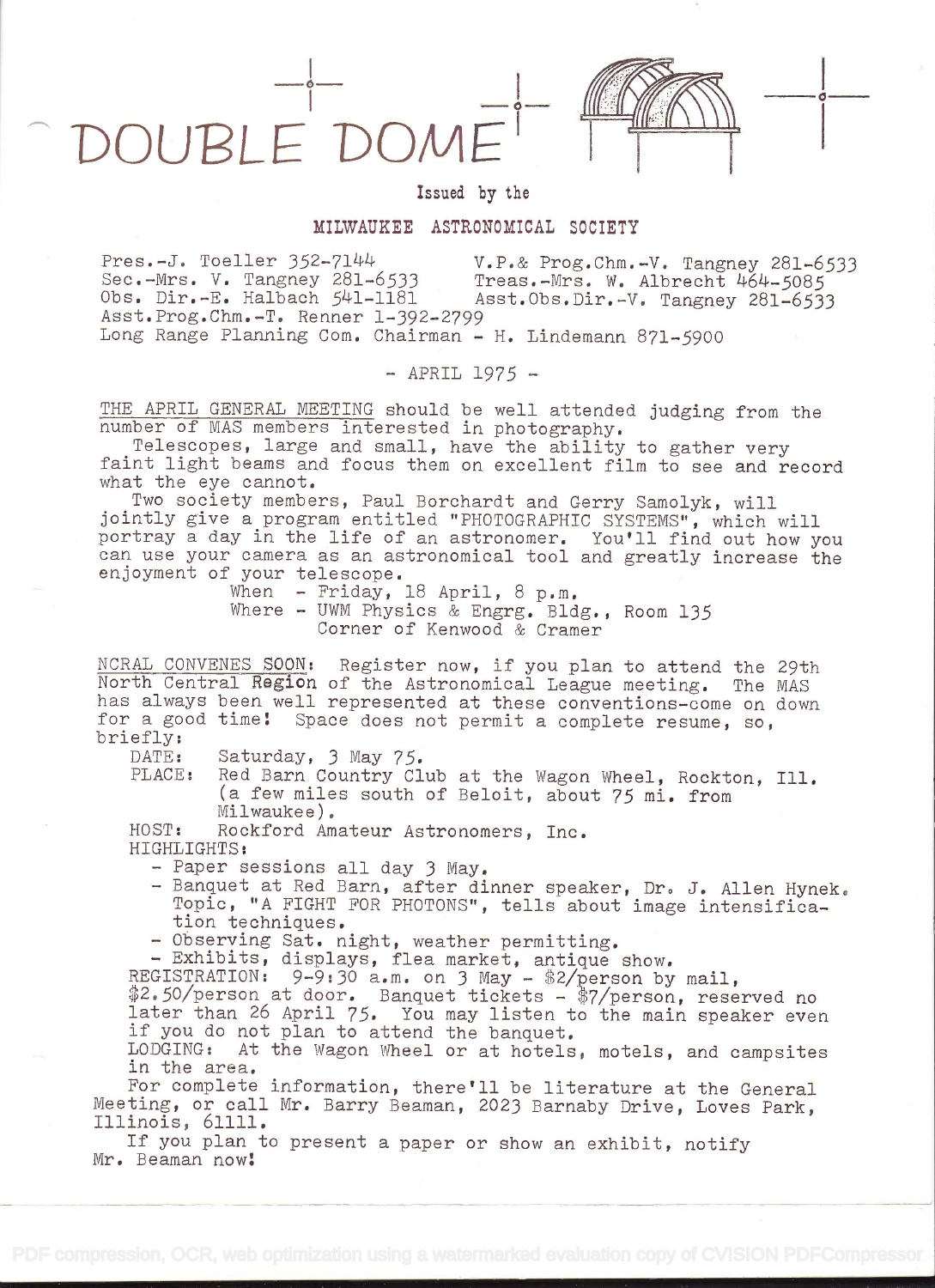# DOUBLE DOME

Issued by the

MILWAUKEE ASTRONOMICAL SOCIETY

Pres.-J. Toeller 352-7144 V.P.& Prog.Chm.-V. Tangney 281-6533
Sec.-Mrs. V. Tangney 281-6533 Treas.-Mrs. W. Albrecht 464-5085
Obs. Dir.-E. Halbach 541-1181 Asst.Obs.Dir.-V. Tangney 281-6533
Asst.Prog.Chm.-T. Renner 1-392-2799
Long Range Planning Com. Chairman - H. Lindemann 871-5900

\- APRIL 1975 -

THE APRIL GENERAL MEETING should be well attended judging from the number of MAS members interested in photography.

Telescopes, large and small, have the ability to gather very faint light beams and focus them on excellent film to see and record what the eye cannot.

Two society members, Paul Borchardt and Gerry Samolyk, will jointly give a program entitled "PHOTOGRAPHIC SYSTEMS", which will portray a day in the life of an astronomer. You'll find out how you can use your camera as an astronomical tool and greatly increase the enjoyment of your telescope.

When - Friday, 18 April, 8 p.m.
Where - UWM Physics & Engrg. Bldg., Room 135
Corner of Kenwood & Cramer

NCRAL CONVENES SOON: Register now, if you plan to attend the 29th North Central Region of the Astronomical League meeting. The MAS has always been well represented at these conventions-come on down for a good time! Space does not permit a complete resume, so, briefly:

DATE: Saturday, 3 May 75.
PLACE: Red Barn Country Club at the Wagon Wheel, Rockton, Ill. (a few miles south of Beloit, about 75 mi. from Milwaukee).
HOST: Rockford Amateur Astronomers, Inc.
HIGHLIGHTS:

- Paper sessions all day 3 May.
- Banquet at Red Barn, after dinner speaker, Dr. J. Allen Hynek. Topic, "A FIGHT FOR PHOTONS", tells about image intensification techniques.
- Observing Sat. night, weather permitting.
- Exhibits, displays, flea market, antique show.

REGISTRATION: 9-9:30 a.m. on 3 May - $2/person by mail, $2.50/person at door. Banquet tickets - $7/person, reserved no later than 26 April 75. You may listen to the main speaker even if you do not plan to attend the banquet.

LODGING: At the Wagon Wheel or at hotels, motels, and campsites in the area.

For complete information, there'll be literature at the General Meeting, or call Mr. Barry Beaman, 2023 Barnaby Drive, Loves Park, Illinois, 61111.

If you plan to present a paper or show an exhibit, notify Mr. Beaman now!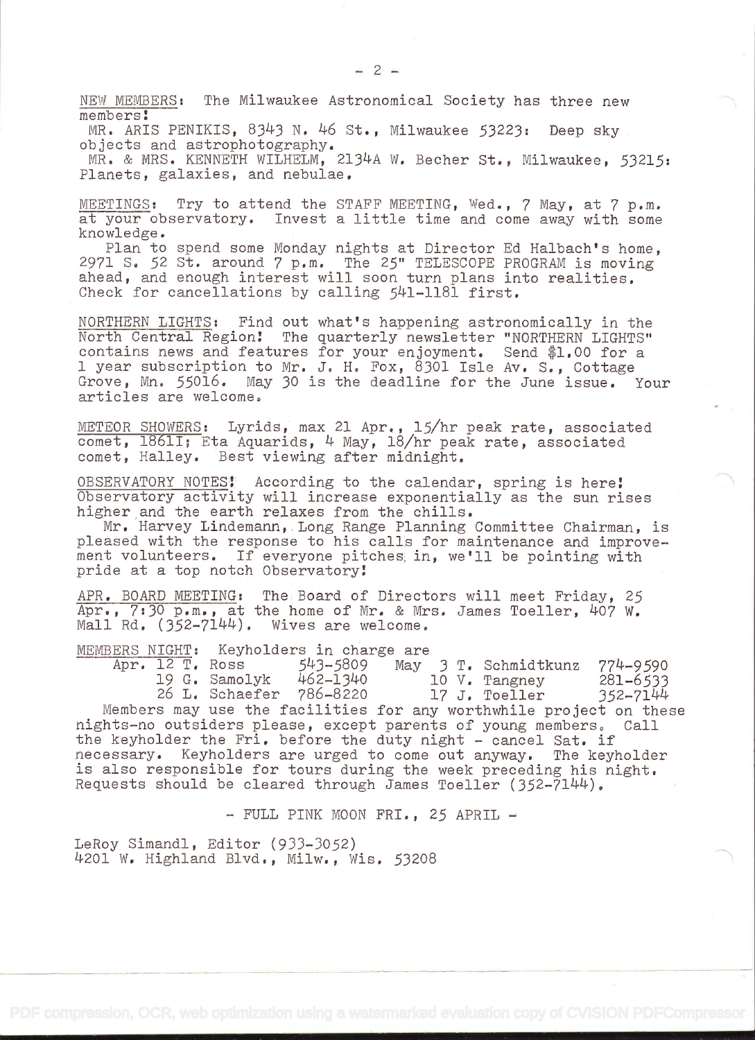NEW MEMBERS: The Milwaukee Astronomical Society has three new members!

MR. ARIS PENIKIS, 8343 N. 46 St., Milwaukee 53223: Deep sky objects and astrophotography.

MR. & MRS. KENNETH WILHELM, 2134A W. Becher St., Milwaukee, 53215: Planets, galaxies, and nebulae.

MEETINGS: Try to attend the STAFF MEETING, Wed., 7 May, at 7 p.m. at your observatory. Invest a little time and come away with some knowledge.

Plan to spend some Monday nights at Director Ed Halbach's home, 2971 S. 52 St. around 7 p.m. The 25" TELESCOPE PROGRAM is moving ahead, and enough interest will soon turn plans into realities. Check for cancellations by calling 541-1181 first.

NORTHERN LIGHTS: Find out what's happening astronomically in the North Central Region! The quarterly newsletter "NORTHERN LIGHTS" contains news and features for your enjoyment. Send $1.00 for a 1 year subscription to Mr. J. H. Fox, 8301 Isle Av. S., Cottage Grove, Mn. 55016. May 30 is the deadline for the June issue. Your articles are welcome.

METEOR SHOWERS: Lyrids, max 21 Apr., 15/hr peak rate, associated comet, 1861I; Eta Aquarids, 4 May, 18/hr peak rate, associated comet, Halley. Best viewing after midnight.

OBSERVATORY NOTES! According to the calendar, spring is here! Observatory activity will increase exponentially as the sun rises higher and the earth relaxes from the chills.

Mr. Harvey Lindemann, Long Range Planning Committee Chairman, is pleased with the response to his calls for maintenance and improvement volunteers. If everyone pitches in, we'll be pointing with pride at a top notch Observatory!

APR. BOARD MEETING: The Board of Directors will meet Friday, 25 Apr., 7:30 p.m., at the home of Mr. & Mrs. James Toeller, 407 W. Mall Rd. (352-7144). Wives are welcome.

MEMBERS NIGHT: Keyholders in charge are

| | | | | | |
|---|---|---|---|---|---|
| Apr. 12 | T. Ross | 543-5809 | May 3 | T. Schmidtkunz | 774-9590 |
| 19 | G. Samolyk | 462-1340 | 10 | V. Tangney | 281-6533 |
| 26 | L. Schaefer | 786-8220 | 17 | J. Toeller | 352-7144 |

Members may use the facilities for any worthwhile project on these nights-no outsiders please, except parents of young members. Call the keyholder the Fri. before the duty night - cancel Sat. if necessary. Keyholders are urged to come out anyway. The keyholder is also responsible for tours during the week preceding his night. Requests should be cleared through James Toeller (352-7144).

\- FULL PINK MOON FRI., 25 APRIL -

LeRoy Simandl, Editor (933-3052)
4201 W. Highland Blvd., Milw., Wis. 53208